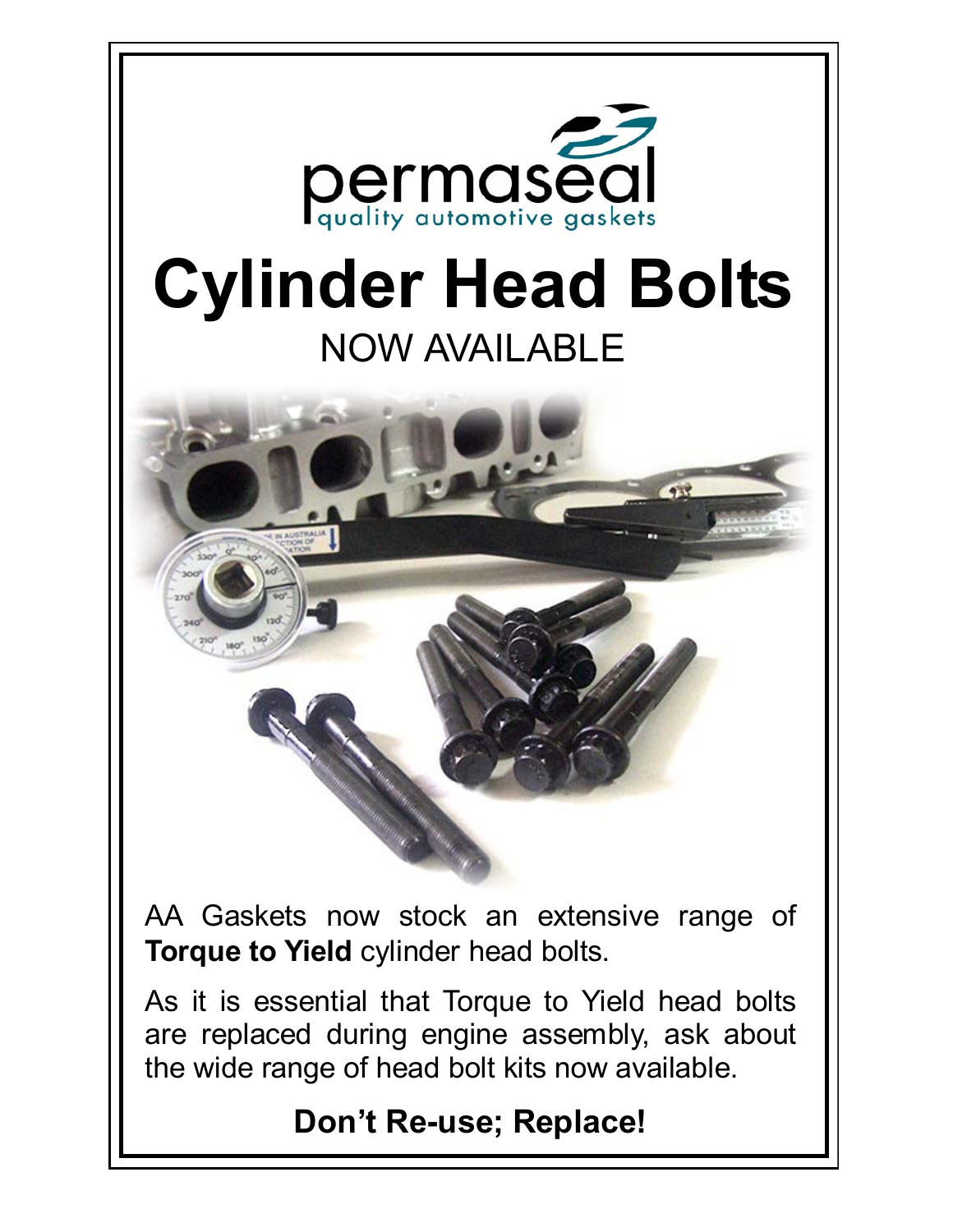permaseal

quality automotive gaskets

# Cylinder Head Bolts

NOW AVAILABLE

AA Gaskets now stock an extensive range of **Torque to Yield** cylinder head bolts.

As it is essential that Torque to Yield head bolts are replaced during engine assembly, ask about the wide range of head bolt kits now available.

**Don't Re-use; Replace!**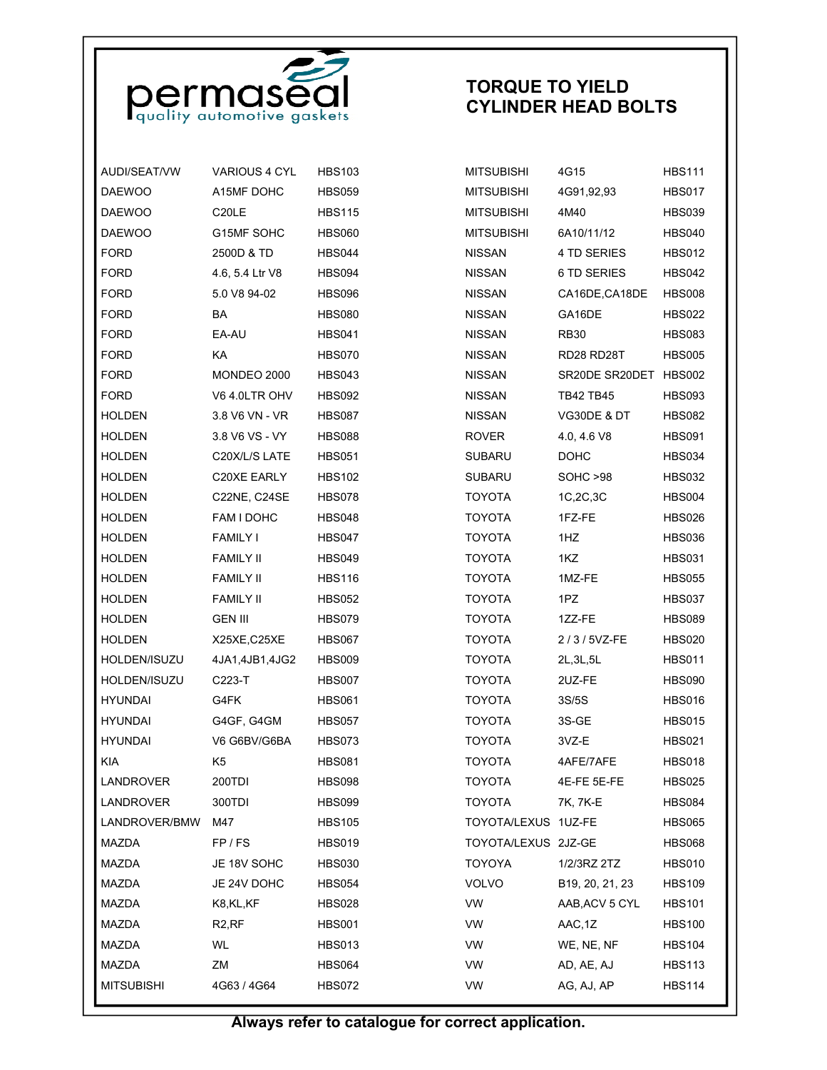permaseal
quality automotive gaskets

# TORQUE TO YIELD CYLINDER HEAD BOLTS

| | | |
|---|---|---|
| AUDI/SEAT/VW | VARIOUS 4 CYL | HBS103 |
| DAEWOO | A15MF DOHC | HBS059 |
| DAEWOO | C20LE | HBS115 |
| DAEWOO | G15MF SOHC | HBS060 |
| FORD | 2500D & TD | HBS044 |
| FORD | 4.6, 5.4 Ltr V8 | HBS094 |
| FORD | 5.0 V8 94-02 | HBS096 |
| FORD | BA | HBS080 |
| FORD | EA-AU | HBS041 |
| FORD | KA | HBS070 |
| FORD | MONDEO 2000 | HBS043 |
| FORD | V6 4.0LTR OHV | HBS092 |
| HOLDEN | 3.8 V6 VN - VR | HBS087 |
| HOLDEN | 3.8 V6 VS - VY | HBS088 |
| HOLDEN | C20X/L/S LATE | HBS051 |
| HOLDEN | C20XE EARLY | HBS102 |
| HOLDEN | C22NE, C24SE | HBS078 |
| HOLDEN | FAM I DOHC | HBS048 |
| HOLDEN | FAMILY I | HBS047 |
| HOLDEN | FAMILY II | HBS049 |
| HOLDEN | FAMILY II | HBS116 |
| HOLDEN | FAMILY II | HBS052 |
| HOLDEN | GEN III | HBS079 |
| HOLDEN | X25XE,C25XE | HBS067 |
| HOLDEN/ISUZU | 4JA1,4JB1,4JG2 | HBS009 |
| HOLDEN/ISUZU | C223-T | HBS007 |
| HYUNDAI | G4FK | HBS061 |
| HYUNDAI | G4GF, G4GM | HBS057 |
| HYUNDAI | V6 G6BV/G6BA | HBS073 |
| KIA | K5 | HBS081 |
| LANDROVER | 200TDI | HBS098 |
| LANDROVER | 300TDI | HBS099 |
| LANDROVER/BMW | M47 | HBS105 |
| MAZDA | FP / FS | HBS019 |
| MAZDA | JE 18V SOHC | HBS030 |
| MAZDA | JE 24V DOHC | HBS054 |
| MAZDA | K8,KL,KF | HBS028 |
| MAZDA | R2,RF | HBS001 |
| MAZDA | WL | HBS013 |
| MAZDA | ZM | HBS064 |
| MITSUBISHI | 4G63 / 4G64 | HBS072 |
| MITSUBISHI | 4G15 | HBS111 |
| MITSUBISHI | 4G91,92,93 | HBS017 |
| MITSUBISHI | 4M40 | HBS039 |
| MITSUBISHI | 6A10/11/12 | HBS040 |
| NISSAN | 4 TD SERIES | HBS012 |
| NISSAN | 6 TD SERIES | HBS042 |
| NISSAN | CA16DE,CA18DE | HBS008 |
| NISSAN | GA16DE | HBS022 |
| NISSAN | RB30 | HBS083 |
| NISSAN | RD28 RD28T | HBS005 |
| NISSAN | SR20DE SR20DET | HBS002 |
| NISSAN | TB42 TB45 | HBS093 |
| NISSAN | VG30DE & DT | HBS082 |
| ROVER | 4.0, 4.6 V8 | HBS091 |
| SUBARU | DOHC | HBS034 |
| SUBARU | SOHC >98 | HBS032 |
| TOYOTA | 1C,2C,3C | HBS004 |
| TOYOTA | 1FZ-FE | HBS026 |
| TOYOTA | 1HZ | HBS036 |
| TOYOTA | 1KZ | HBS031 |
| TOYOTA | 1MZ-FE | HBS055 |
| TOYOTA | 1PZ | HBS037 |
| TOYOTA | 1ZZ-FE | HBS089 |
| TOYOTA | 2 / 3 / 5VZ-FE | HBS020 |
| TOYOTA | 2L,3L,5L | HBS011 |
| TOYOTA | 2UZ-FE | HBS090 |
| TOYOTA | 3S/5S | HBS016 |
| TOYOTA | 3S-GE | HBS015 |
| TOYOTA | 3VZ-E | HBS021 |
| TOYOTA | 4AFE/7AFE | HBS018 |
| TOYOTA | 4E-FE 5E-FE | HBS025 |
| TOYOTA | 7K, 7K-E | HBS084 |
| TOYOTA/LEXUS | 1UZ-FE | HBS065 |
| TOYOTA/LEXUS | 2JZ-GE | HBS068 |
| TOYOYA | 1/2/3RZ 2TZ | HBS010 |
| VOLVO | B19, 20, 21, 23 | HBS109 |
| VW | AAB,ACV 5 CYL | HBS101 |
| VW | AAC,1Z | HBS100 |
| VW | WE, NE, NF | HBS104 |
| VW | AD, AE, AJ | HBS113 |
| VW | AG, AJ, AP | HBS114 |

**Always refer to catalogue for correct application.**